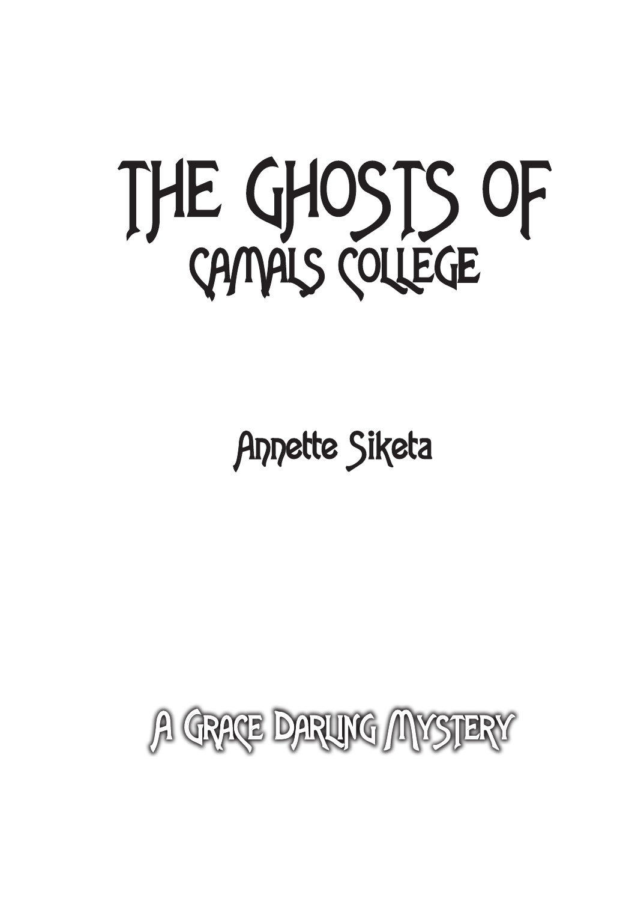# THE GHOSTS OF CAMALS COLLEGE

Annette Siketa

A Grace Darling Mystery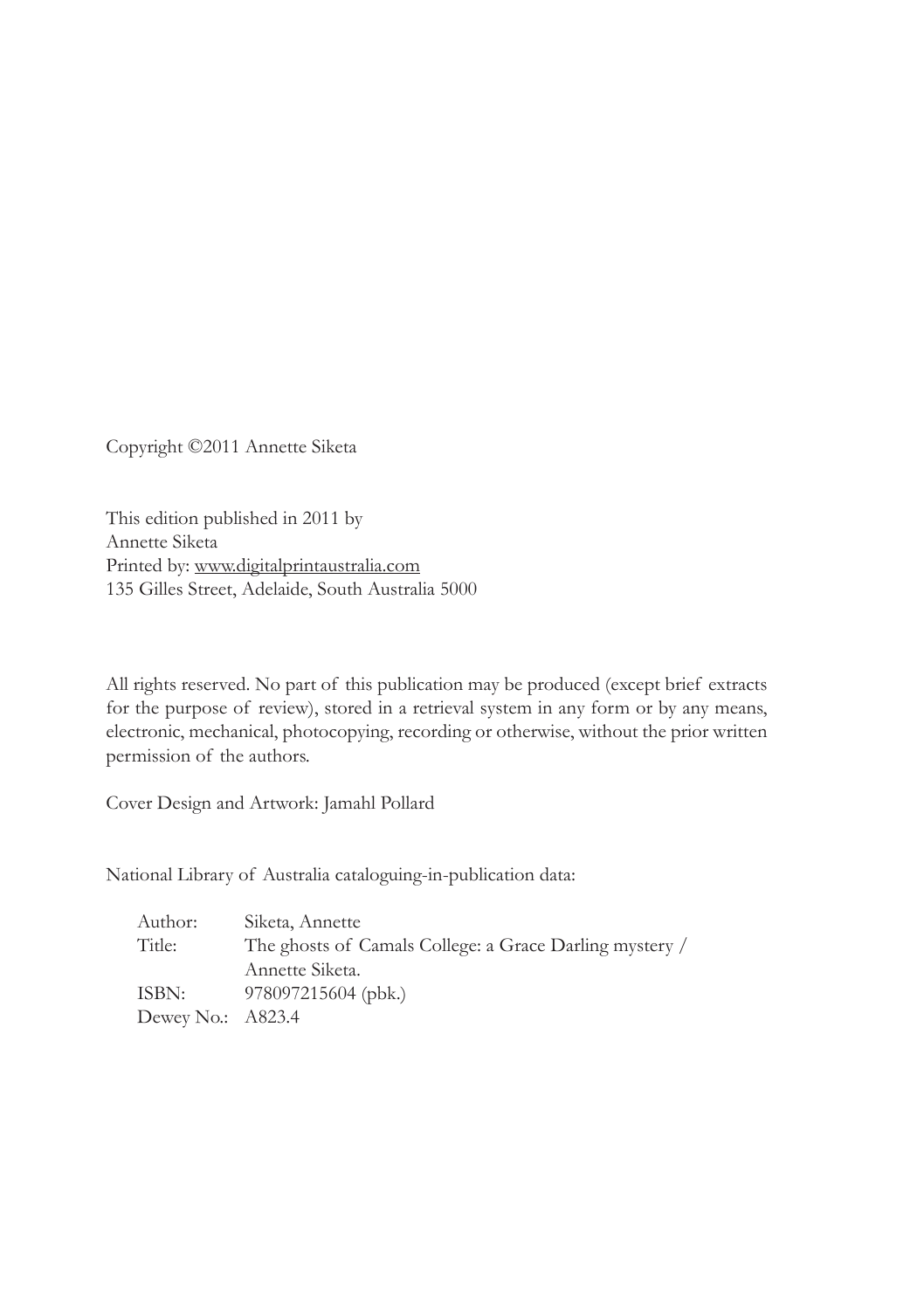Copyright ©2011 Annette Siketa

This edition published in 2011 by
Annette Siketa
Printed by: www.digitalprintaustralia.com
135 Gilles Street, Adelaide, South Australia 5000

All rights reserved. No part of this publication may be produced (except brief extracts for the purpose of review), stored in a retrieval system in any form or by any means, electronic, mechanical, photocopying, recording or otherwise, without the prior written permission of the authors.

Cover Design and Artwork: Jamahl Pollard

National Library of Australia cataloguing-in-publication data:

| | |
|---|---|
| Author: | Siketa, Annette |
| Title: | The ghosts of Camals College: a Grace Darling mystery / Annette Siketa. |
| ISBN: | 978097215604 (pbk.) |
| Dewey No.: | A823.4 |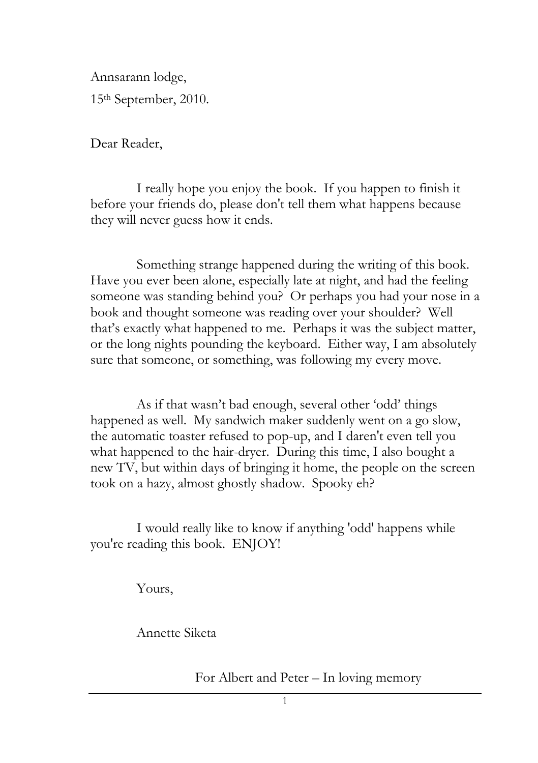Annsarann lodge,

15th September, 2010.

Dear Reader,

I really hope you enjoy the book. If you happen to finish it before your friends do, please don't tell them what happens because they will never guess how it ends.

Something strange happened during the writing of this book. Have you ever been alone, especially late at night, and had the feeling someone was standing behind you? Or perhaps you had your nose in a book and thought someone was reading over your shoulder? Well that's exactly what happened to me. Perhaps it was the subject matter, or the long nights pounding the keyboard. Either way, I am absolutely sure that someone, or something, was following my every move.

As if that wasn't bad enough, several other 'odd' things happened as well. My sandwich maker suddenly went on a go slow, the automatic toaster refused to pop-up, and I daren't even tell you what happened to the hair-dryer. During this time, I also bought a new TV, but within days of bringing it home, the people on the screen took on a hazy, almost ghostly shadow. Spooky eh?

I would really like to know if anything 'odd' happens while you're reading this book. ENJOY!

Yours,

Annette Siketa

For Albert and Peter – In loving memory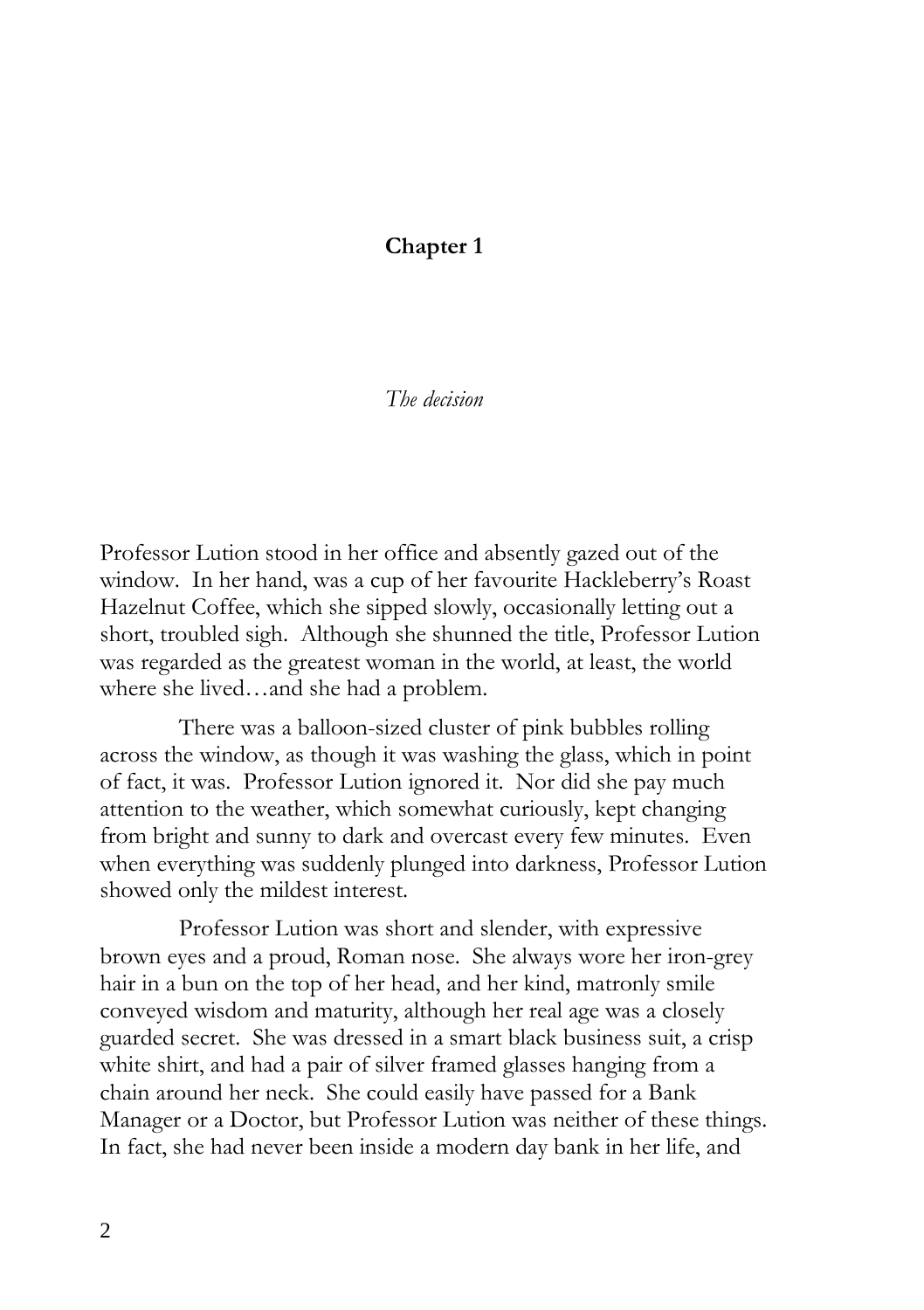# Chapter 1

*The decision*

Professor Lution stood in her office and absently gazed out of the window. In her hand, was a cup of her favourite Hackleberry's Roast Hazelnut Coffee, which she sipped slowly, occasionally letting out a short, troubled sigh. Although she shunned the title, Professor Lution was regarded as the greatest woman in the world, at least, the world where she lived…and she had a problem.

There was a balloon-sized cluster of pink bubbles rolling across the window, as though it was washing the glass, which in point of fact, it was. Professor Lution ignored it. Nor did she pay much attention to the weather, which somewhat curiously, kept changing from bright and sunny to dark and overcast every few minutes. Even when everything was suddenly plunged into darkness, Professor Lution showed only the mildest interest.

Professor Lution was short and slender, with expressive brown eyes and a proud, Roman nose. She always wore her iron-grey hair in a bun on the top of her head, and her kind, matronly smile conveyed wisdom and maturity, although her real age was a closely guarded secret. She was dressed in a smart black business suit, a crisp white shirt, and had a pair of silver framed glasses hanging from a chain around her neck. She could easily have passed for a Bank Manager or a Doctor, but Professor Lution was neither of these things. In fact, she had never been inside a modern day bank in her life, and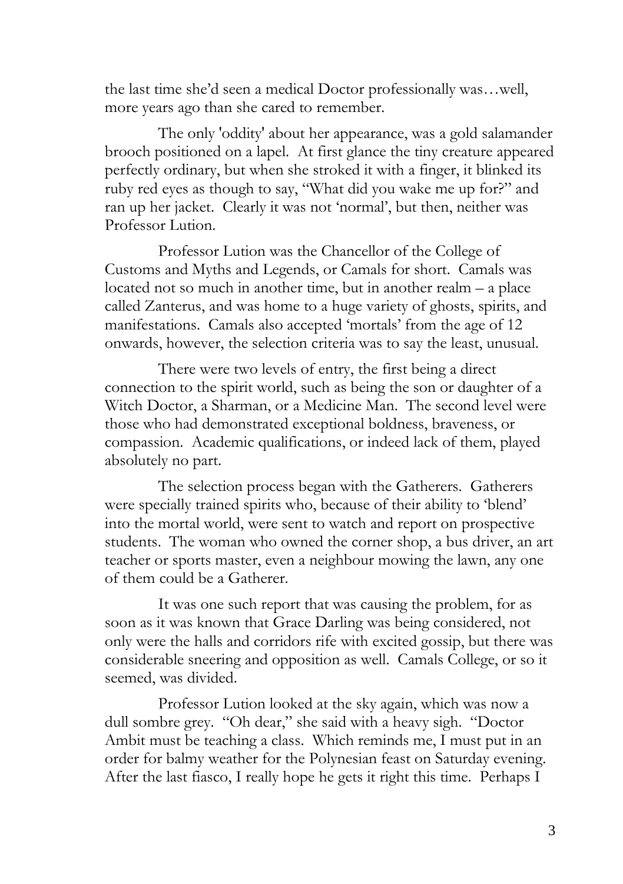the last time she'd seen a medical Doctor professionally was…well, more years ago than she cared to remember.

The only 'oddity' about her appearance, was a gold salamander brooch positioned on a lapel. At first glance the tiny creature appeared perfectly ordinary, but when she stroked it with a finger, it blinked its ruby red eyes as though to say, "What did you wake me up for?" and ran up her jacket. Clearly it was not 'normal', but then, neither was Professor Lution.

Professor Lution was the Chancellor of the College of Customs and Myths and Legends, or Camals for short. Camals was located not so much in another time, but in another realm – a place called Zanterus, and was home to a huge variety of ghosts, spirits, and manifestations. Camals also accepted 'mortals' from the age of 12 onwards, however, the selection criteria was to say the least, unusual.

There were two levels of entry, the first being a direct connection to the spirit world, such as being the son or daughter of a Witch Doctor, a Sharman, or a Medicine Man. The second level were those who had demonstrated exceptional boldness, braveness, or compassion. Academic qualifications, or indeed lack of them, played absolutely no part.

The selection process began with the Gatherers. Gatherers were specially trained spirits who, because of their ability to 'blend' into the mortal world, were sent to watch and report on prospective students. The woman who owned the corner shop, a bus driver, an art teacher or sports master, even a neighbour mowing the lawn, any one of them could be a Gatherer.

It was one such report that was causing the problem, for as soon as it was known that Grace Darling was being considered, not only were the halls and corridors rife with excited gossip, but there was considerable sneering and opposition as well. Camals College, or so it seemed, was divided.

Professor Lution looked at the sky again, which was now a dull sombre grey. "Oh dear," she said with a heavy sigh. "Doctor Ambit must be teaching a class. Which reminds me, I must put in an order for balmy weather for the Polynesian feast on Saturday evening. After the last fiasco, I really hope he gets it right this time. Perhaps I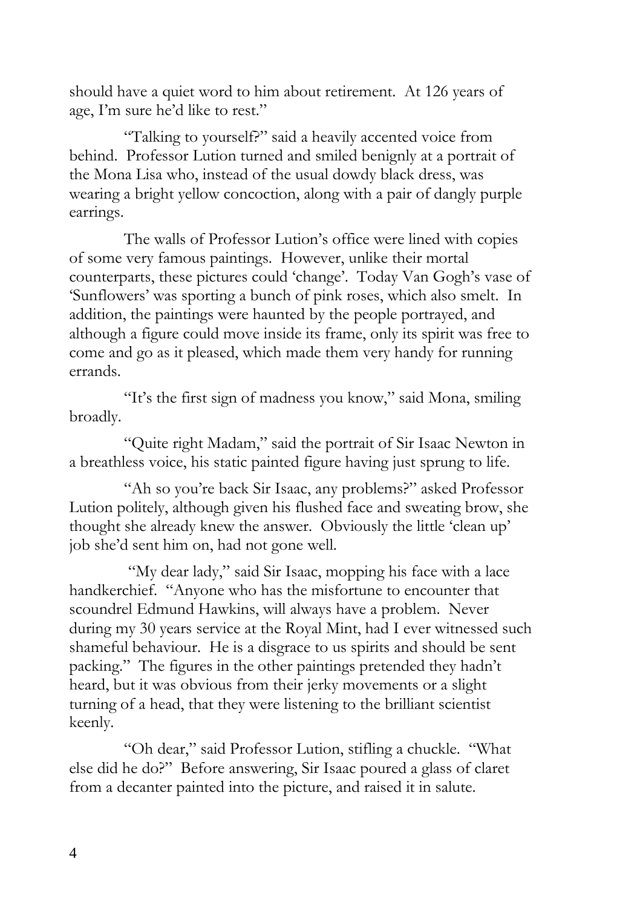should have a quiet word to him about retirement. At 126 years of age, I'm sure he'd like to rest."

"Talking to yourself?" said a heavily accented voice from behind. Professor Lution turned and smiled benignly at a portrait of the Mona Lisa who, instead of the usual dowdy black dress, was wearing a bright yellow concoction, along with a pair of dangly purple earrings.

The walls of Professor Lution's office were lined with copies of some very famous paintings. However, unlike their mortal counterparts, these pictures could 'change'. Today Van Gogh's vase of 'Sunflowers' was sporting a bunch of pink roses, which also smelt. In addition, the paintings were haunted by the people portrayed, and although a figure could move inside its frame, only its spirit was free to come and go as it pleased, which made them very handy for running errands.

"It's the first sign of madness you know," said Mona, smiling broadly.

"Quite right Madam," said the portrait of Sir Isaac Newton in a breathless voice, his static painted figure having just sprung to life.

"Ah so you're back Sir Isaac, any problems?" asked Professor Lution politely, although given his flushed face and sweating brow, she thought she already knew the answer. Obviously the little 'clean up' job she'd sent him on, had not gone well.

"My dear lady," said Sir Isaac, mopping his face with a lace handkerchief. "Anyone who has the misfortune to encounter that scoundrel Edmund Hawkins, will always have a problem. Never during my 30 years service at the Royal Mint, had I ever witnessed such shameful behaviour. He is a disgrace to us spirits and should be sent packing." The figures in the other paintings pretended they hadn't heard, but it was obvious from their jerky movements or a slight turning of a head, that they were listening to the brilliant scientist keenly.

"Oh dear," said Professor Lution, stifling a chuckle. "What else did he do?" Before answering, Sir Isaac poured a glass of claret from a decanter painted into the picture, and raised it in salute.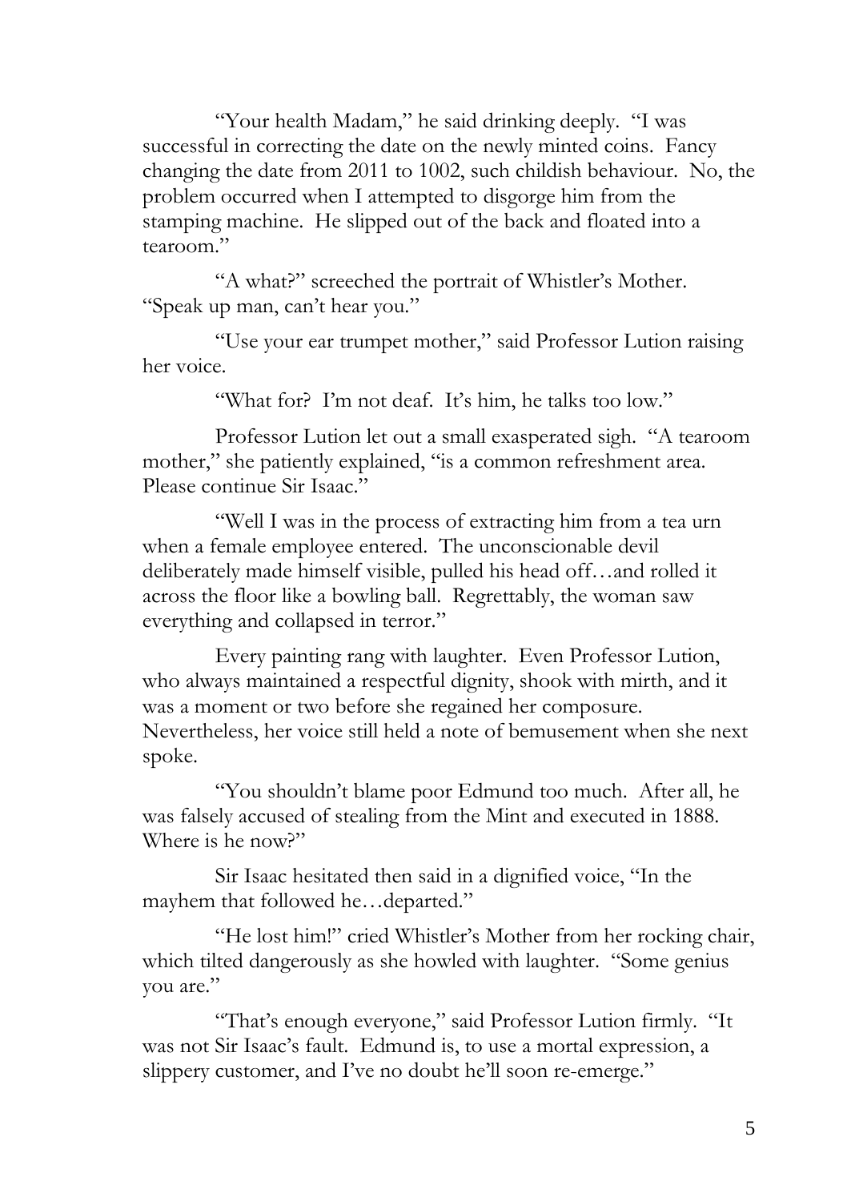"Your health Madam," he said drinking deeply. "I was successful in correcting the date on the newly minted coins. Fancy changing the date from 2011 to 1002, such childish behaviour. No, the problem occurred when I attempted to disgorge him from the stamping machine. He slipped out of the back and floated into a tearoom."

"A what?" screeched the portrait of Whistler's Mother. "Speak up man, can't hear you."

"Use your ear trumpet mother," said Professor Lution raising her voice.

"What for? I'm not deaf. It's him, he talks too low."

Professor Lution let out a small exasperated sigh. "A tearoom mother," she patiently explained, "is a common refreshment area. Please continue Sir Isaac."

"Well I was in the process of extracting him from a tea urn when a female employee entered. The unconscionable devil deliberately made himself visible, pulled his head off…and rolled it across the floor like a bowling ball. Regrettably, the woman saw everything and collapsed in terror."

Every painting rang with laughter. Even Professor Lution, who always maintained a respectful dignity, shook with mirth, and it was a moment or two before she regained her composure. Nevertheless, her voice still held a note of bemusement when she next spoke.

"You shouldn't blame poor Edmund too much. After all, he was falsely accused of stealing from the Mint and executed in 1888. Where is he now?"

Sir Isaac hesitated then said in a dignified voice, "In the mayhem that followed he…departed."

"He lost him!" cried Whistler's Mother from her rocking chair, which tilted dangerously as she howled with laughter. "Some genius you are."

"That's enough everyone," said Professor Lution firmly. "It was not Sir Isaac's fault. Edmund is, to use a mortal expression, a slippery customer, and I've no doubt he'll soon re-emerge."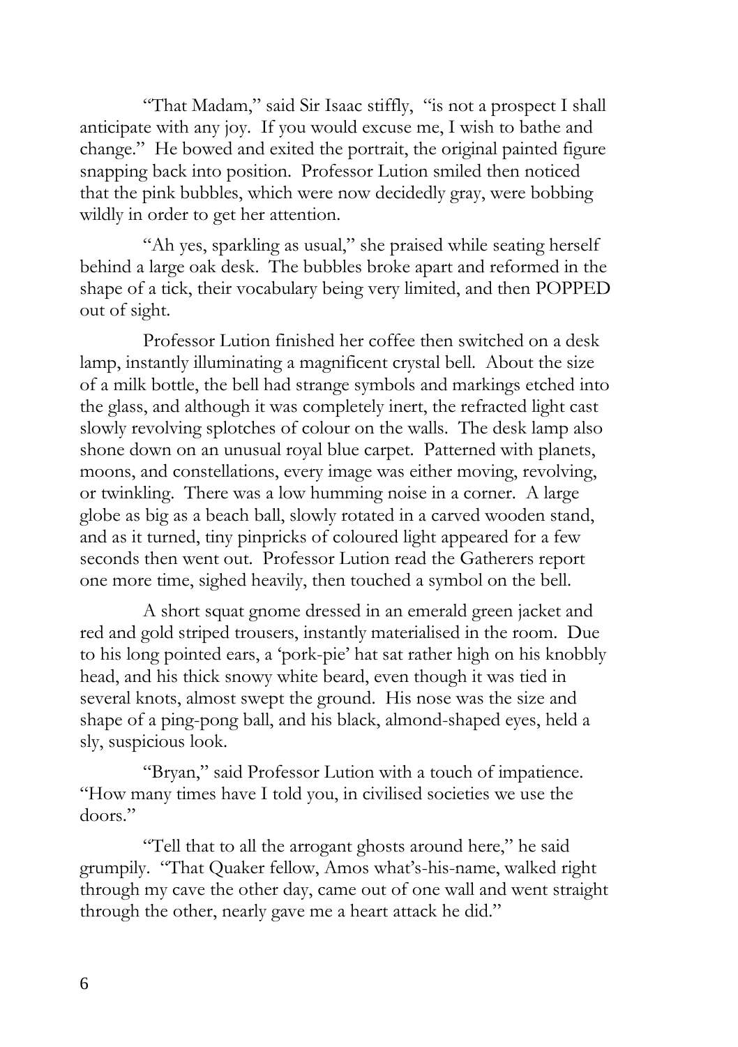"That Madam," said Sir Isaac stiffly, "is not a prospect I shall anticipate with any joy. If you would excuse me, I wish to bathe and change." He bowed and exited the portrait, the original painted figure snapping back into position. Professor Lution smiled then noticed that the pink bubbles, which were now decidedly gray, were bobbing wildly in order to get her attention.

"Ah yes, sparkling as usual," she praised while seating herself behind a large oak desk. The bubbles broke apart and reformed in the shape of a tick, their vocabulary being very limited, and then POPPED out of sight.

Professor Lution finished her coffee then switched on a desk lamp, instantly illuminating a magnificent crystal bell. About the size of a milk bottle, the bell had strange symbols and markings etched into the glass, and although it was completely inert, the refracted light cast slowly revolving splotches of colour on the walls. The desk lamp also shone down on an unusual royal blue carpet. Patterned with planets, moons, and constellations, every image was either moving, revolving, or twinkling. There was a low humming noise in a corner. A large globe as big as a beach ball, slowly rotated in a carved wooden stand, and as it turned, tiny pinpricks of coloured light appeared for a few seconds then went out. Professor Lution read the Gatherers report one more time, sighed heavily, then touched a symbol on the bell.

A short squat gnome dressed in an emerald green jacket and red and gold striped trousers, instantly materialised in the room. Due to his long pointed ears, a 'pork-pie' hat sat rather high on his knobbly head, and his thick snowy white beard, even though it was tied in several knots, almost swept the ground. His nose was the size and shape of a ping-pong ball, and his black, almond-shaped eyes, held a sly, suspicious look.

"Bryan," said Professor Lution with a touch of impatience. "How many times have I told you, in civilised societies we use the doors."

"Tell that to all the arrogant ghosts around here," he said grumpily. "That Quaker fellow, Amos what's-his-name, walked right through my cave the other day, came out of one wall and went straight through the other, nearly gave me a heart attack he did."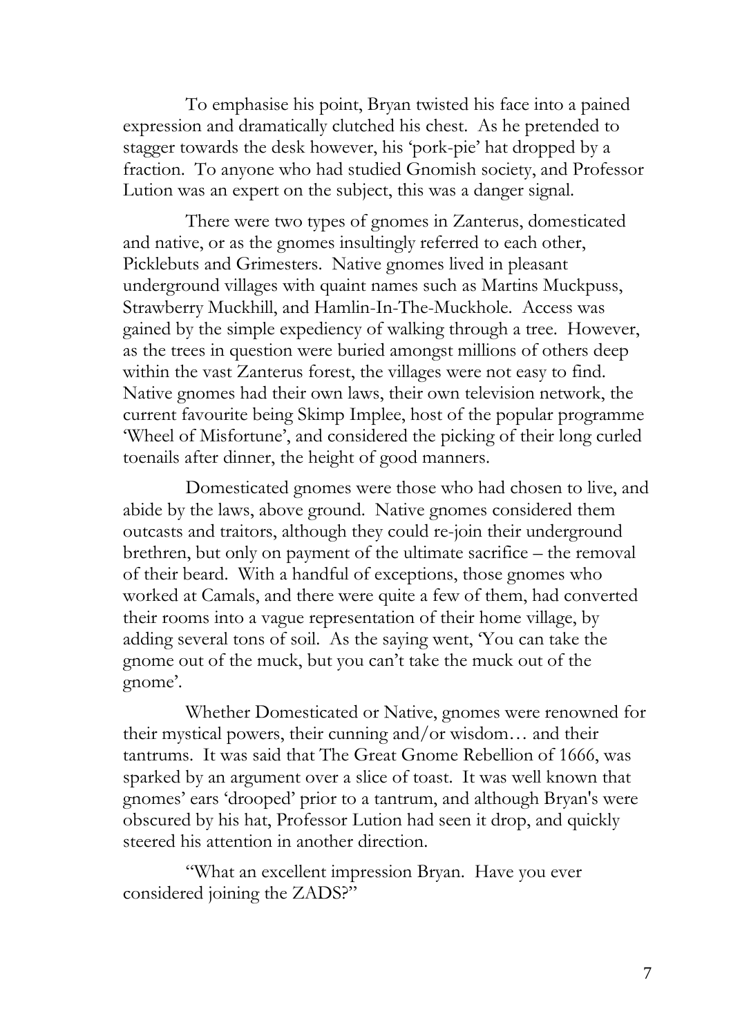To emphasise his point, Bryan twisted his face into a pained expression and dramatically clutched his chest. As he pretended to stagger towards the desk however, his 'pork-pie' hat dropped by a fraction. To anyone who had studied Gnomish society, and Professor Lution was an expert on the subject, this was a danger signal.

There were two types of gnomes in Zanterus, domesticated and native, or as the gnomes insultingly referred to each other, Picklebuts and Grimesters. Native gnomes lived in pleasant underground villages with quaint names such as Martins Muckpuss, Strawberry Muckhill, and Hamlin-In-The-Muckhole. Access was gained by the simple expediency of walking through a tree. However, as the trees in question were buried amongst millions of others deep within the vast Zanterus forest, the villages were not easy to find. Native gnomes had their own laws, their own television network, the current favourite being Skimp Implee, host of the popular programme 'Wheel of Misfortune', and considered the picking of their long curled toenails after dinner, the height of good manners.

Domesticated gnomes were those who had chosen to live, and abide by the laws, above ground. Native gnomes considered them outcasts and traitors, although they could re-join their underground brethren, but only on payment of the ultimate sacrifice – the removal of their beard. With a handful of exceptions, those gnomes who worked at Camals, and there were quite a few of them, had converted their rooms into a vague representation of their home village, by adding several tons of soil. As the saying went, 'You can take the gnome out of the muck, but you can't take the muck out of the gnome'.

Whether Domesticated or Native, gnomes were renowned for their mystical powers, their cunning and/or wisdom… and their tantrums. It was said that The Great Gnome Rebellion of 1666, was sparked by an argument over a slice of toast. It was well known that gnomes' ears 'drooped' prior to a tantrum, and although Bryan's were obscured by his hat, Professor Lution had seen it drop, and quickly steered his attention in another direction.

"What an excellent impression Bryan. Have you ever considered joining the ZADS?"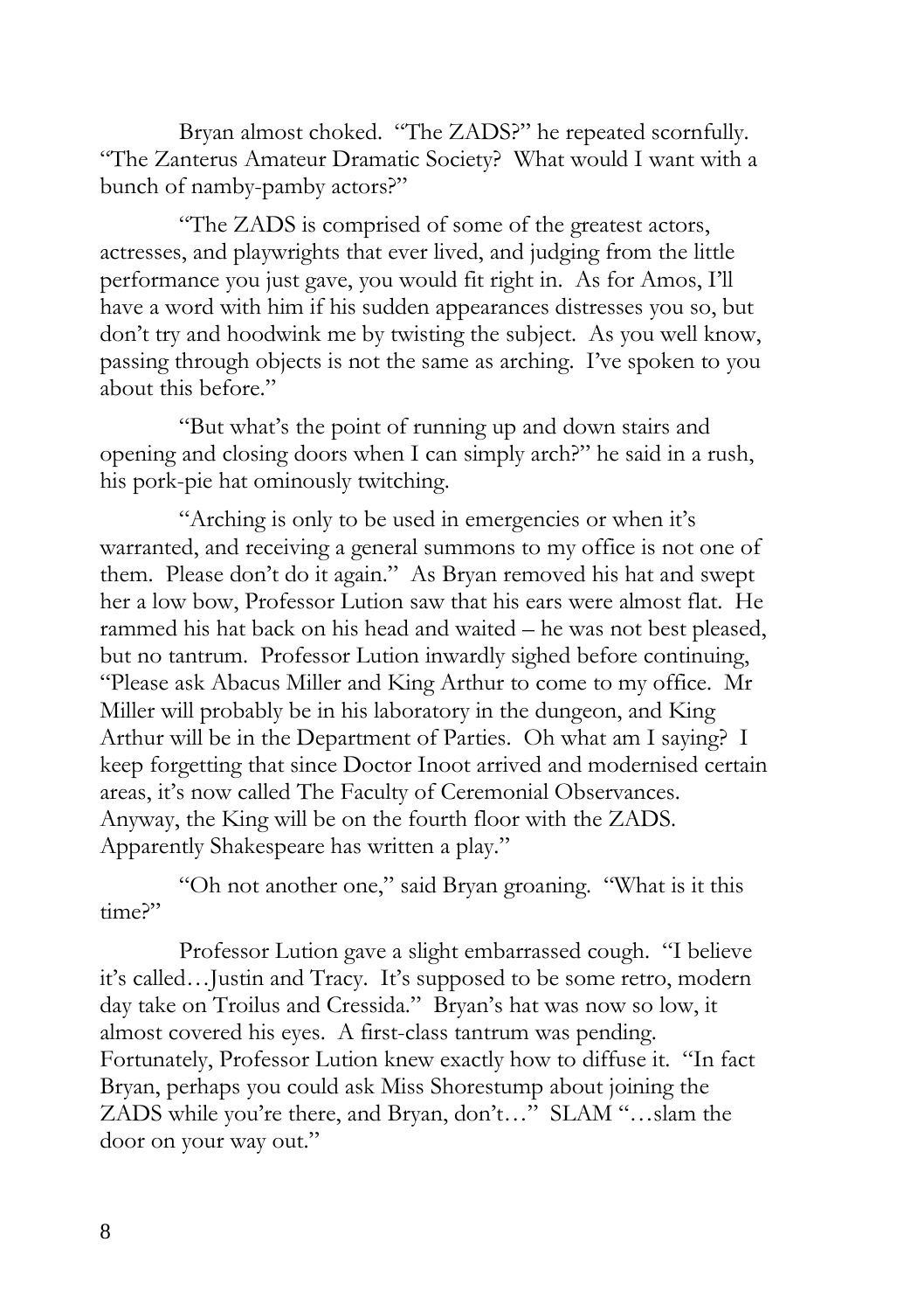Bryan almost choked. "The ZADS?" he repeated scornfully. "The Zanterus Amateur Dramatic Society? What would I want with a bunch of namby-pamby actors?"

"The ZADS is comprised of some of the greatest actors, actresses, and playwrights that ever lived, and judging from the little performance you just gave, you would fit right in. As for Amos, I'll have a word with him if his sudden appearances distresses you so, but don't try and hoodwink me by twisting the subject. As you well know, passing through objects is not the same as arching. I've spoken to you about this before."

"But what's the point of running up and down stairs and opening and closing doors when I can simply arch?" he said in a rush, his pork-pie hat ominously twitching.

"Arching is only to be used in emergencies or when it's warranted, and receiving a general summons to my office is not one of them. Please don't do it again." As Bryan removed his hat and swept her a low bow, Professor Lution saw that his ears were almost flat. He rammed his hat back on his head and waited – he was not best pleased, but no tantrum. Professor Lution inwardly sighed before continuing, "Please ask Abacus Miller and King Arthur to come to my office. Mr Miller will probably be in his laboratory in the dungeon, and King Arthur will be in the Department of Parties. Oh what am I saying? I keep forgetting that since Doctor Inoot arrived and modernised certain areas, it's now called The Faculty of Ceremonial Observances. Anyway, the King will be on the fourth floor with the ZADS. Apparently Shakespeare has written a play."

"Oh not another one," said Bryan groaning. "What is it this time?"

Professor Lution gave a slight embarrassed cough. "I believe it's called…Justin and Tracy. It's supposed to be some retro, modern day take on Troilus and Cressida." Bryan's hat was now so low, it almost covered his eyes. A first-class tantrum was pending. Fortunately, Professor Lution knew exactly how to diffuse it. "In fact Bryan, perhaps you could ask Miss Shorestump about joining the ZADS while you're there, and Bryan, don't…" SLAM "…slam the door on your way out."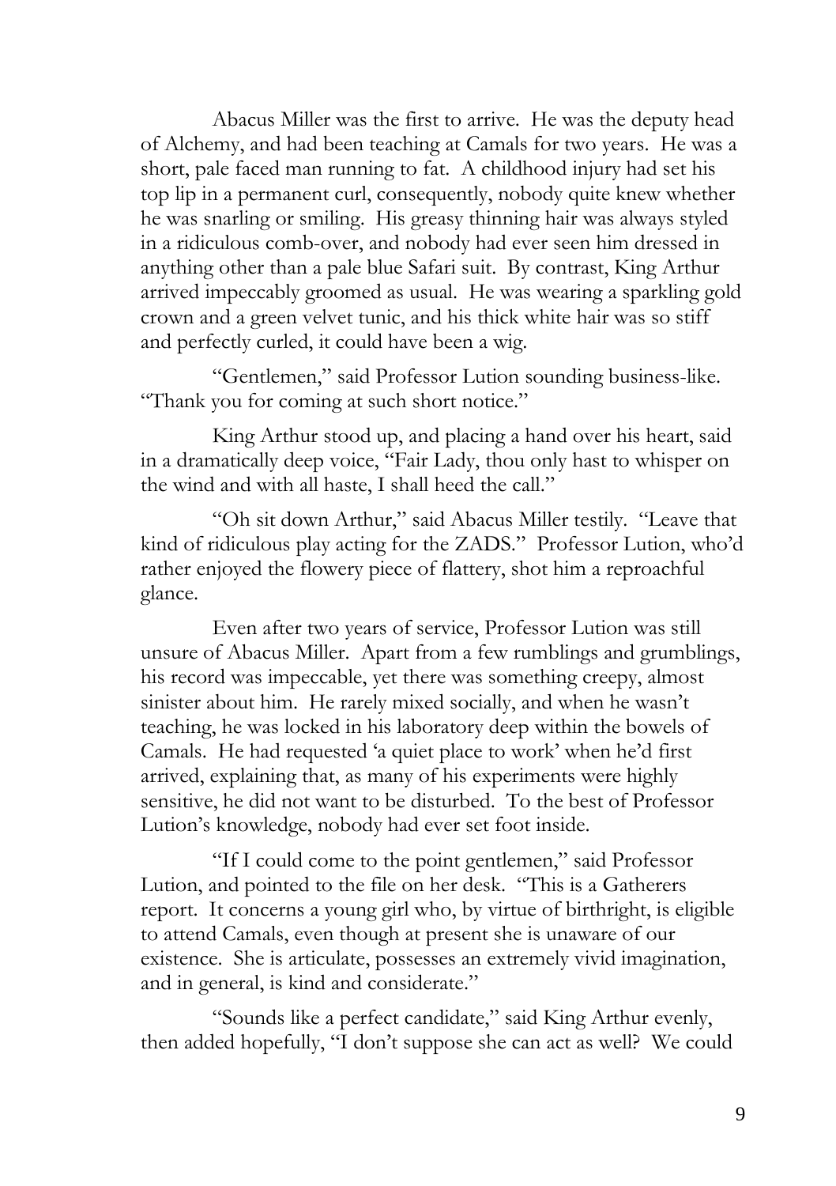Abacus Miller was the first to arrive. He was the deputy head of Alchemy, and had been teaching at Camals for two years. He was a short, pale faced man running to fat. A childhood injury had set his top lip in a permanent curl, consequently, nobody quite knew whether he was snarling or smiling. His greasy thinning hair was always styled in a ridiculous comb-over, and nobody had ever seen him dressed in anything other than a pale blue Safari suit. By contrast, King Arthur arrived impeccably groomed as usual. He was wearing a sparkling gold crown and a green velvet tunic, and his thick white hair was so stiff and perfectly curled, it could have been a wig.

"Gentlemen," said Professor Lution sounding business-like. "Thank you for coming at such short notice."

King Arthur stood up, and placing a hand over his heart, said in a dramatically deep voice, "Fair Lady, thou only hast to whisper on the wind and with all haste, I shall heed the call."

"Oh sit down Arthur," said Abacus Miller testily. "Leave that kind of ridiculous play acting for the ZADS." Professor Lution, who'd rather enjoyed the flowery piece of flattery, shot him a reproachful glance.

Even after two years of service, Professor Lution was still unsure of Abacus Miller. Apart from a few rumblings and grumblings, his record was impeccable, yet there was something creepy, almost sinister about him. He rarely mixed socially, and when he wasn't teaching, he was locked in his laboratory deep within the bowels of Camals. He had requested 'a quiet place to work' when he'd first arrived, explaining that, as many of his experiments were highly sensitive, he did not want to be disturbed. To the best of Professor Lution's knowledge, nobody had ever set foot inside.

"If I could come to the point gentlemen," said Professor Lution, and pointed to the file on her desk. "This is a Gatherers report. It concerns a young girl who, by virtue of birthright, is eligible to attend Camals, even though at present she is unaware of our existence. She is articulate, possesses an extremely vivid imagination, and in general, is kind and considerate."

"Sounds like a perfect candidate," said King Arthur evenly, then added hopefully, "I don't suppose she can act as well? We could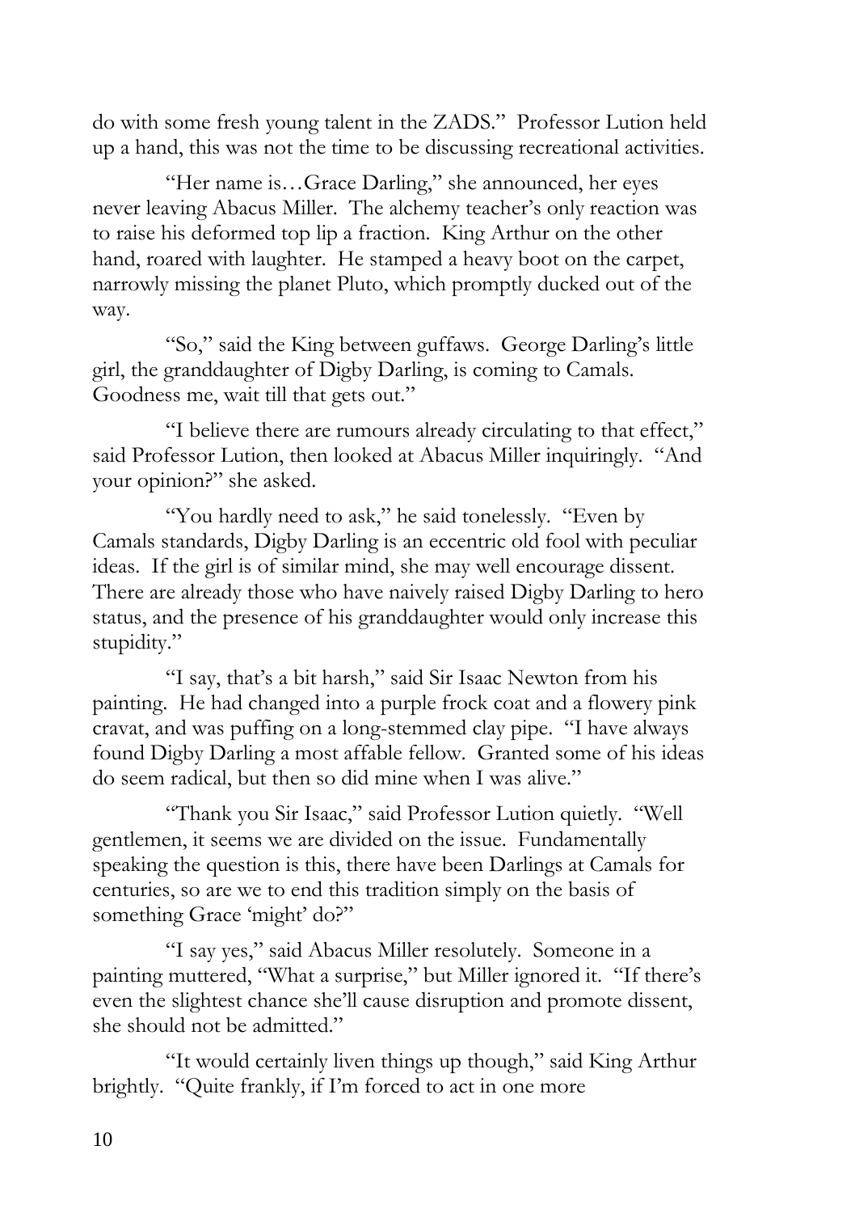do with some fresh young talent in the ZADS." Professor Lution held up a hand, this was not the time to be discussing recreational activities.

"Her name is…Grace Darling," she announced, her eyes never leaving Abacus Miller. The alchemy teacher's only reaction was to raise his deformed top lip a fraction. King Arthur on the other hand, roared with laughter. He stamped a heavy boot on the carpet, narrowly missing the planet Pluto, which promptly ducked out of the way.

"So," said the King between guffaws. George Darling's little girl, the granddaughter of Digby Darling, is coming to Camals. Goodness me, wait till that gets out."

"I believe there are rumours already circulating to that effect," said Professor Lution, then looked at Abacus Miller inquiringly. "And your opinion?" she asked.

"You hardly need to ask," he said tonelessly. "Even by Camals standards, Digby Darling is an eccentric old fool with peculiar ideas. If the girl is of similar mind, she may well encourage dissent. There are already those who have naively raised Digby Darling to hero status, and the presence of his granddaughter would only increase this stupidity."

"I say, that's a bit harsh," said Sir Isaac Newton from his painting. He had changed into a purple frock coat and a flowery pink cravat, and was puffing on a long-stemmed clay pipe. "I have always found Digby Darling a most affable fellow. Granted some of his ideas do seem radical, but then so did mine when I was alive."

"Thank you Sir Isaac," said Professor Lution quietly. "Well gentlemen, it seems we are divided on the issue. Fundamentally speaking the question is this, there have been Darlings at Camals for centuries, so are we to end this tradition simply on the basis of something Grace 'might' do?"

"I say yes," said Abacus Miller resolutely. Someone in a painting muttered, "What a surprise," but Miller ignored it. "If there's even the slightest chance she'll cause disruption and promote dissent, she should not be admitted."

"It would certainly liven things up though," said King Arthur brightly. "Quite frankly, if I'm forced to act in one more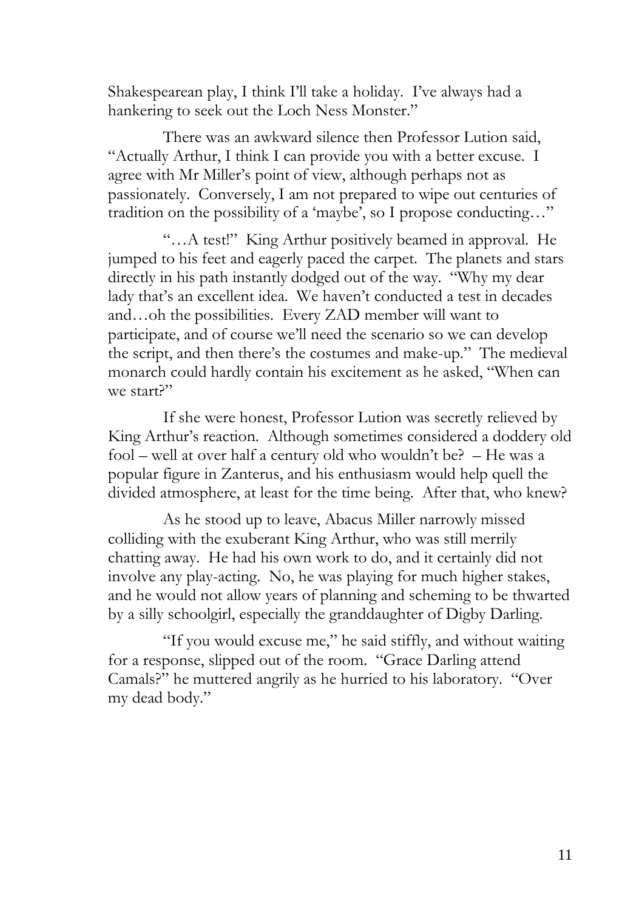Shakespearean play, I think I'll take a holiday. I've always had a hankering to seek out the Loch Ness Monster."

There was an awkward silence then Professor Lution said, "Actually Arthur, I think I can provide you with a better excuse. I agree with Mr Miller's point of view, although perhaps not as passionately. Conversely, I am not prepared to wipe out centuries of tradition on the possibility of a 'maybe', so I propose conducting…"

"…A test!" King Arthur positively beamed in approval. He jumped to his feet and eagerly paced the carpet. The planets and stars directly in his path instantly dodged out of the way. "Why my dear lady that's an excellent idea. We haven't conducted a test in decades and…oh the possibilities. Every ZAD member will want to participate, and of course we'll need the scenario so we can develop the script, and then there's the costumes and make-up." The medieval monarch could hardly contain his excitement as he asked, "When can we start?"

If she were honest, Professor Lution was secretly relieved by King Arthur's reaction. Although sometimes considered a doddery old fool – well at over half a century old who wouldn't be? – He was a popular figure in Zanterus, and his enthusiasm would help quell the divided atmosphere, at least for the time being. After that, who knew?

As he stood up to leave, Abacus Miller narrowly missed colliding with the exuberant King Arthur, who was still merrily chatting away. He had his own work to do, and it certainly did not involve any play-acting. No, he was playing for much higher stakes, and he would not allow years of planning and scheming to be thwarted by a silly schoolgirl, especially the granddaughter of Digby Darling.

"If you would excuse me," he said stiffly, and without waiting for a response, slipped out of the room. "Grace Darling attend Camals?" he muttered angrily as he hurried to his laboratory. "Over my dead body."